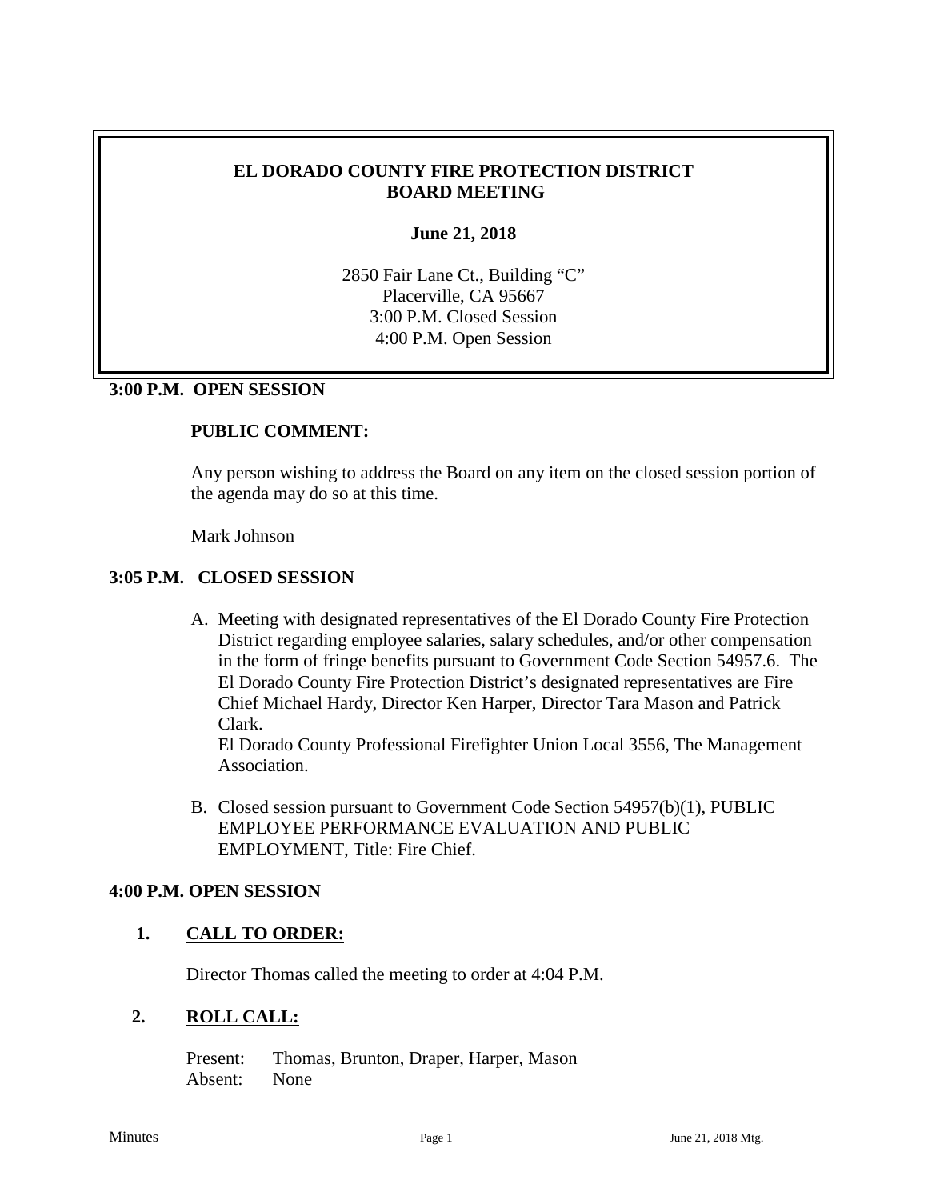# EL DORADO COUNTY FIRE PROTECTION DISTRICT BOARD MEETING

**June 21, 2018**

2850 Fair Lane Ct., Building "C"
Placerville, CA 95667
3:00 P.M. Closed Session
4:00 P.M. Open Session

**3:00 P.M. OPEN SESSION**

**PUBLIC COMMENT:**

Any person wishing to address the Board on any item on the closed session portion of the agenda may do so at this time.

Mark Johnson

**3:05 P.M. CLOSED SESSION**

A. Meeting with designated representatives of the El Dorado County Fire Protection District regarding employee salaries, salary schedules, and/or other compensation in the form of fringe benefits pursuant to Government Code Section 54957.6. The El Dorado County Fire Protection District's designated representatives are Fire Chief Michael Hardy, Director Ken Harper, Director Tara Mason and Patrick Clark.
El Dorado County Professional Firefighter Union Local 3556, The Management Association.

B. Closed session pursuant to Government Code Section 54957(b)(1), PUBLIC EMPLOYEE PERFORMANCE EVALUATION AND PUBLIC EMPLOYMENT, Title: Fire Chief.

**4:00 P.M. OPEN SESSION**

**1. <u>CALL TO ORDER:</u>**

Director Thomas called the meeting to order at 4:04 P.M.

**2. <u>ROLL CALL:</u>**

Present: Thomas, Brunton, Draper, Harper, Mason
Absent: None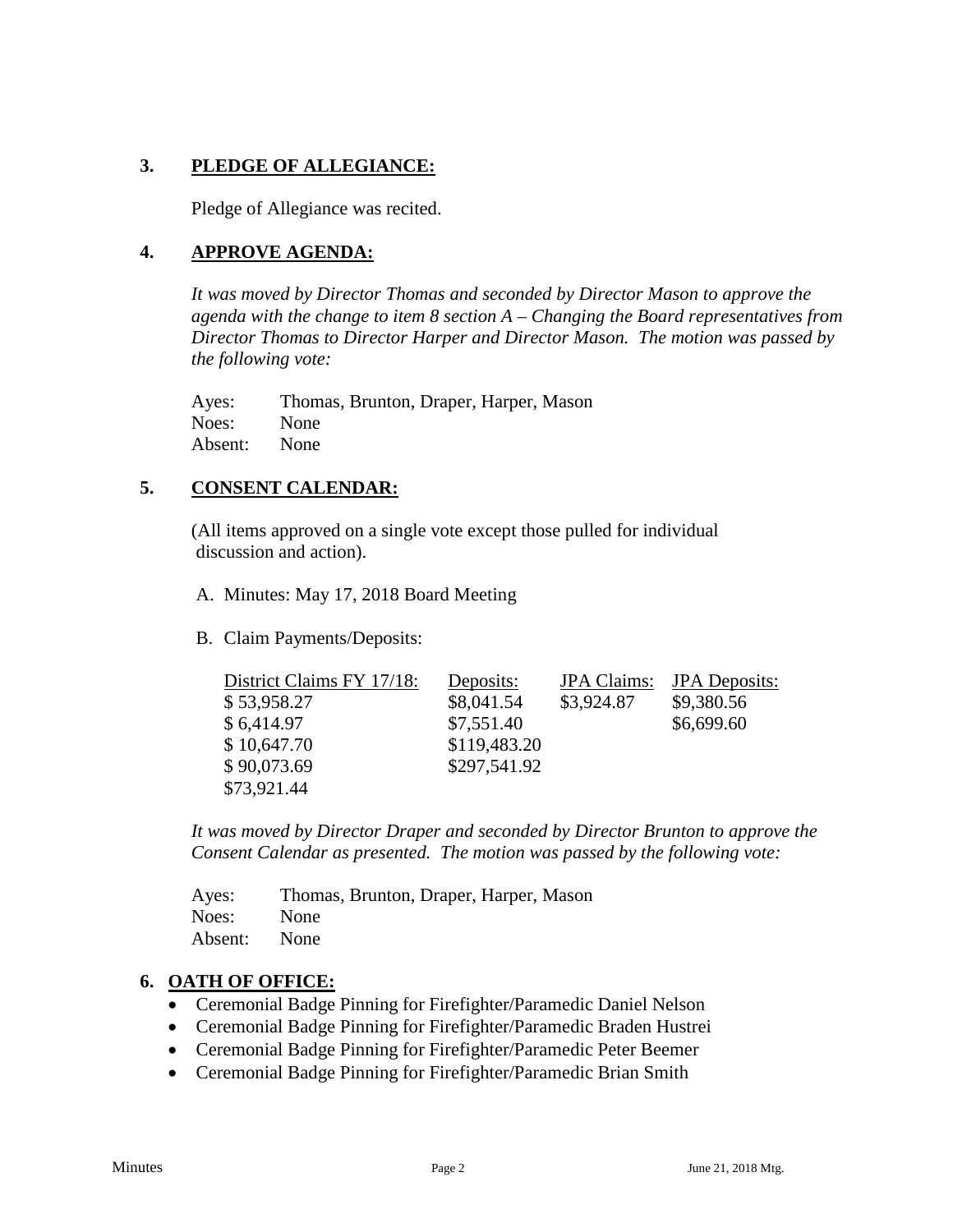## 3. PLEDGE OF ALLEGIANCE:

Pledge of Allegiance was recited.

## 4. APPROVE AGENDA:

*It was moved by Director Thomas and seconded by Director Mason to approve the agenda with the change to item 8 section A – Changing the Board representatives from Director Thomas to Director Harper and Director Mason. The motion was passed by the following vote:*

| | |
|---|---|
| Ayes: | Thomas, Brunton, Draper, Harper, Mason |
| Noes: | None |
| Absent: | None |

## 5. CONSENT CALENDAR:

(All items approved on a single vote except those pulled for individual discussion and action).

A. Minutes: May 17, 2018 Board Meeting

B. Claim Payments/Deposits:

| District Claims FY 17/18: | Deposits: | JPA Claims: | JPA Deposits: |
|---|---|---|---|
| $ 53,958.27 | $8,041.54 | $3,924.87 | $9,380.56 |
| $ 6,414.97 | $7,551.40 | | $6,699.60 |
| $ 10,647.70 | $119,483.20 | | |
| $ 90,073.69 | $297,541.92 | | |
| $73,921.44 | | | |

*It was moved by Director Draper and seconded by Director Brunton to approve the Consent Calendar as presented. The motion was passed by the following vote:*

| | |
|---|---|
| Ayes: | Thomas, Brunton, Draper, Harper, Mason |
| Noes: | None |
| Absent: | None |

## 6. OATH OF OFFICE:

- Ceremonial Badge Pinning for Firefighter/Paramedic Daniel Nelson
- Ceremonial Badge Pinning for Firefighter/Paramedic Braden Hustrei
- Ceremonial Badge Pinning for Firefighter/Paramedic Peter Beemer
- Ceremonial Badge Pinning for Firefighter/Paramedic Brian Smith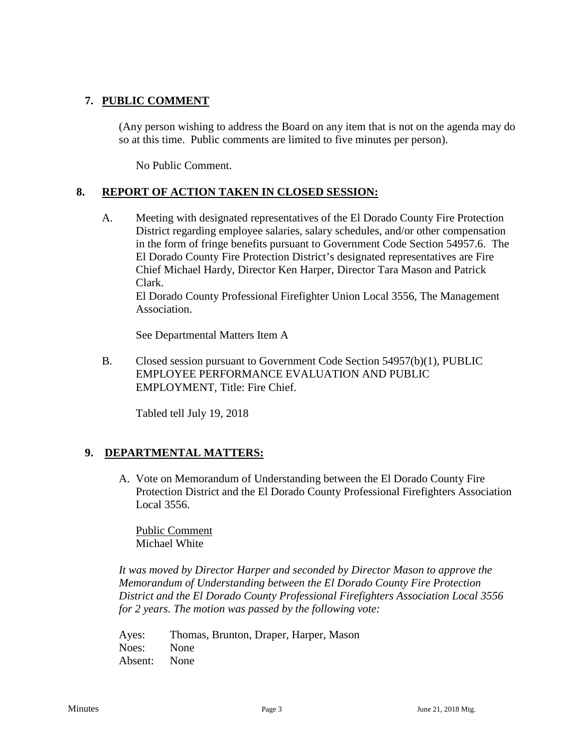## 7. PUBLIC COMMENT

(Any person wishing to address the Board on any item that is not on the agenda may do so at this time. Public comments are limited to five minutes per person).

No Public Comment.

## 8. REPORT OF ACTION TAKEN IN CLOSED SESSION:

A. Meeting with designated representatives of the El Dorado County Fire Protection District regarding employee salaries, salary schedules, and/or other compensation in the form of fringe benefits pursuant to Government Code Section 54957.6. The El Dorado County Fire Protection District's designated representatives are Fire Chief Michael Hardy, Director Ken Harper, Director Tara Mason and Patrick Clark.
El Dorado County Professional Firefighter Union Local 3556, The Management Association.

See Departmental Matters Item A

B. Closed session pursuant to Government Code Section 54957(b)(1), PUBLIC EMPLOYEE PERFORMANCE EVALUATION AND PUBLIC EMPLOYMENT, Title: Fire Chief.

Tabled tell July 19, 2018

## 9. DEPARTMENTAL MATTERS:

A. Vote on Memorandum of Understanding between the El Dorado County Fire Protection District and the El Dorado County Professional Firefighters Association Local 3556.

Public Comment
Michael White

*It was moved by Director Harper and seconded by Director Mason to approve the Memorandum of Understanding between the El Dorado County Fire Protection District and the El Dorado County Professional Firefighters Association Local 3556 for 2 years. The motion was passed by the following vote:*

Ayes: Thomas, Brunton, Draper, Harper, Mason
Noes: None
Absent: None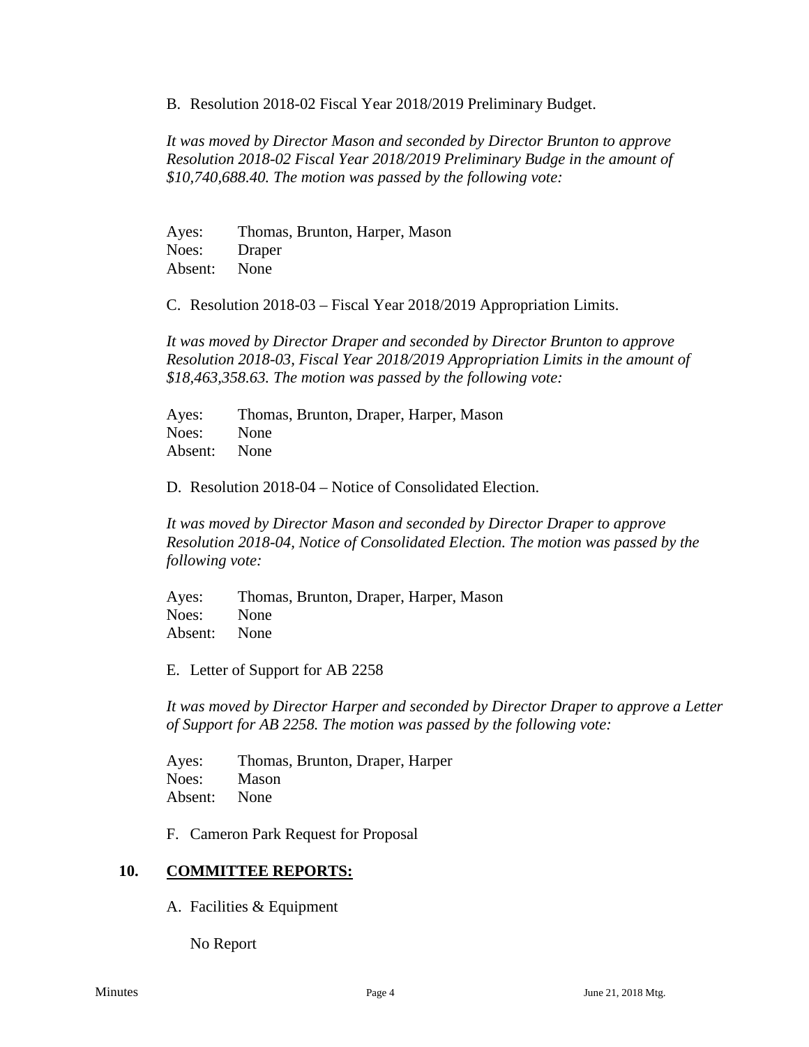B. Resolution 2018-02 Fiscal Year 2018/2019 Preliminary Budget.

*It was moved by Director Mason and seconded by Director Brunton to approve Resolution 2018-02 Fiscal Year 2018/2019 Preliminary Budge in the amount of $10,740,688.40. The motion was passed by the following vote:*

Ayes: Thomas, Brunton, Harper, Mason
Noes: Draper
Absent: None

C. Resolution 2018-03 – Fiscal Year 2018/2019 Appropriation Limits.

*It was moved by Director Draper and seconded by Director Brunton to approve Resolution 2018-03, Fiscal Year 2018/2019 Appropriation Limits in the amount of $18,463,358.63. The motion was passed by the following vote:*

Ayes: Thomas, Brunton, Draper, Harper, Mason
Noes: None
Absent: None

D. Resolution 2018-04 – Notice of Consolidated Election.

*It was moved by Director Mason and seconded by Director Draper to approve Resolution 2018-04, Notice of Consolidated Election. The motion was passed by the following vote:*

Ayes: Thomas, Brunton, Draper, Harper, Mason
Noes: None
Absent: None

E. Letter of Support for AB 2258

*It was moved by Director Harper and seconded by Director Draper to approve a Letter of Support for AB 2258. The motion was passed by the following vote:*

Ayes: Thomas, Brunton, Draper, Harper
Noes: Mason
Absent: None

F. Cameron Park Request for Proposal

## 10. COMMITTEE REPORTS:

A. Facilities & Equipment

No Report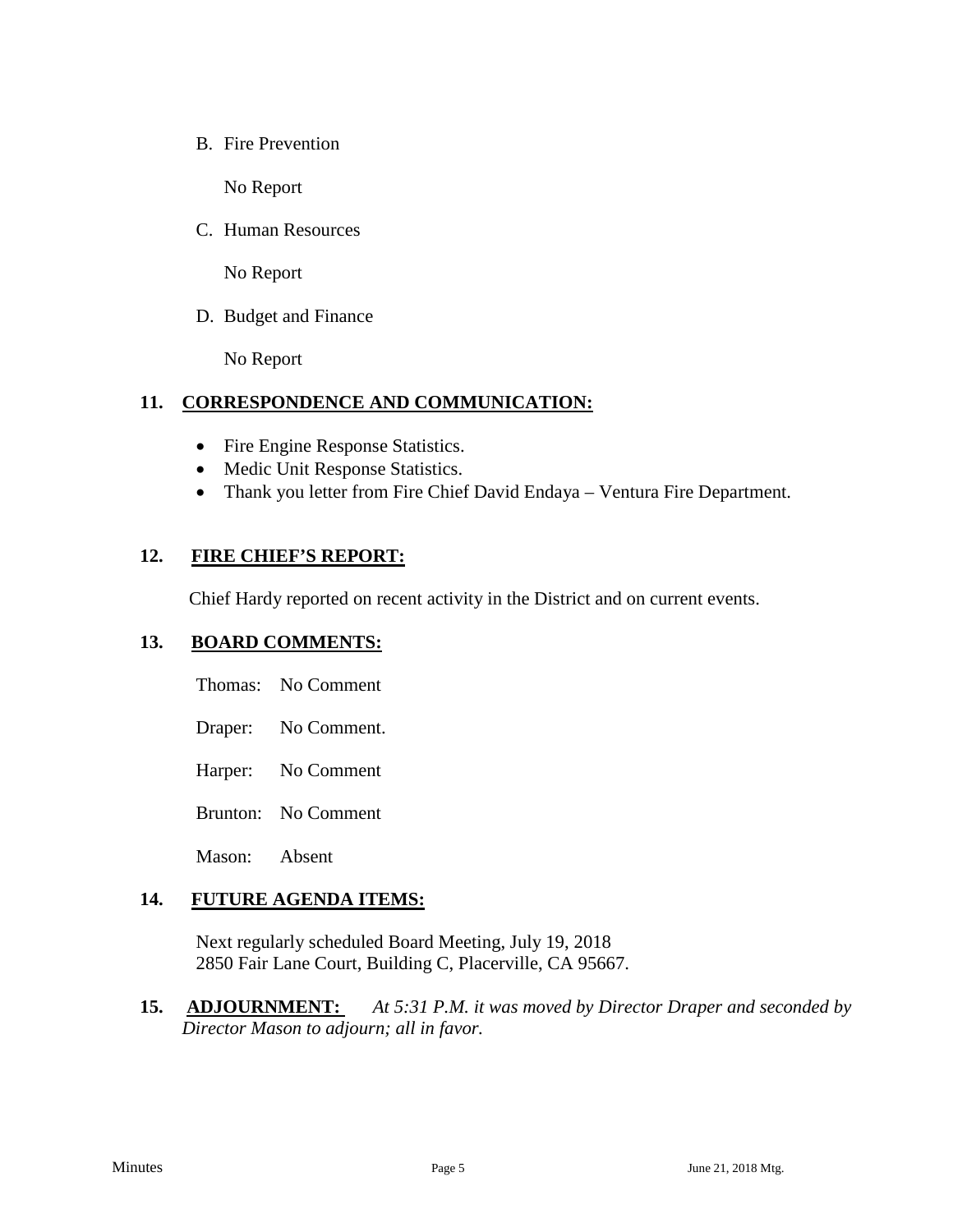B. Fire Prevention

No Report

C. Human Resources

No Report

D. Budget and Finance

No Report

## 11. CORRESPONDENCE AND COMMUNICATION:

- Fire Engine Response Statistics.
- Medic Unit Response Statistics.
- Thank you letter from Fire Chief David Endaya – Ventura Fire Department.

## 12. FIRE CHIEF'S REPORT:

Chief Hardy reported on recent activity in the District and on current events.

## 13. BOARD COMMENTS:

Thomas: No Comment

Draper: No Comment.

Harper: No Comment

Brunton: No Comment

Mason: Absent

## 14. FUTURE AGENDA ITEMS:

Next regularly scheduled Board Meeting, July 19, 2018
2850 Fair Lane Court, Building C, Placerville, CA 95667.

**15. ADJOURNMENT:** *At 5:31 P.M. it was moved by Director Draper and seconded by Director Mason to adjourn; all in favor.*